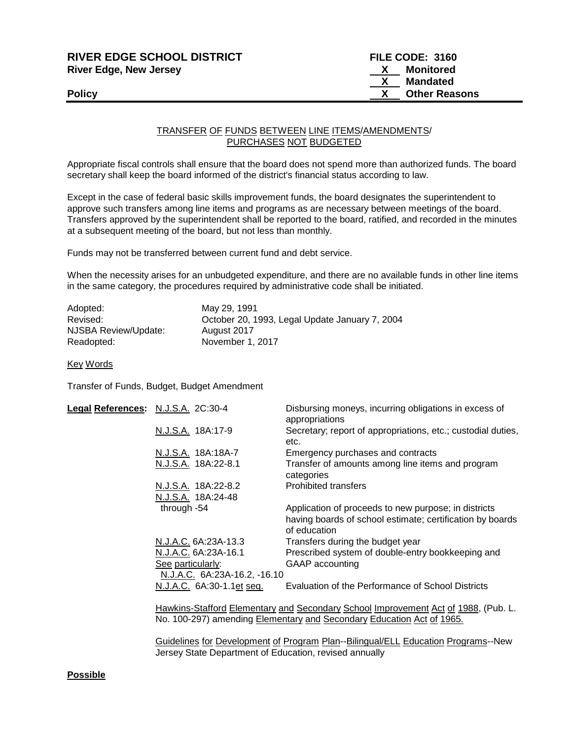**RIVER EDGE SCHOOL DISTRICT**
**River Edge, New Jersey**

**FILE CODE: 3160**
**X Monitored**
**X Mandated**
**X Other Reasons**

**Policy**

## TRANSFER OF FUNDS BETWEEN LINE ITEMS/AMENDMENTS/ PURCHASES NOT BUDGETED

Appropriate fiscal controls shall ensure that the board does not spend more than authorized funds. The board secretary shall keep the board informed of the district's financial status according to law.

Except in the case of federal basic skills improvement funds, the board designates the superintendent to approve such transfers among line items and programs as are necessary between meetings of the board. Transfers approved by the superintendent shall be reported to the board, ratified, and recorded in the minutes at a subsequent meeting of the board, but not less than monthly.

Funds may not be transferred between current fund and debt service.

When the necessity arises for an unbudgeted expenditure, and there are no available funds in other line items in the same category, the procedures required by administrative code shall be initiated.

| | |
|---|---|
| Adopted: | May 29, 1991 |
| Revised: | October 20, 1993, Legal Update January 7, 2004 |
| NJSBA Review/Update: | August 2017 |
| Readopted: | November 1, 2017 |

Key Words

Transfer of Funds, Budget, Budget Amendment

**Legal References:**

| | |
|---|---|
| N.J.S.A. 2C:30-4 | Disbursing moneys, incurring obligations in excess of appropriations |
| N.J.S.A. 18A:17-9 | Secretary; report of appropriations, etc.; custodial duties, etc. |
| N.J.S.A. 18A:18A-7 | Emergency purchases and contracts |
| N.J.S.A. 18A:22-8.1 | Transfer of amounts among line items and program categories |
| N.J.S.A. 18A:22-8.2 | Prohibited transfers |
| N.J.S.A. 18A:24-48 through -54 | Application of proceeds to new purpose; in districts having boards of school estimate; certification by boards of education |
| N.J.A.C. 6A:23A-13.3 | Transfers during the budget year |
| N.J.A.C. 6A:23A-16.1 See particularly: N.J.A.C. 6A:23A-16.2, -16.10 | Prescribed system of double-entry bookkeeping and GAAP accounting |
| N.J.A.C. 6A:30-1.1et seq. | Evaluation of the Performance of School Districts |

Hawkins-Stafford Elementary and Secondary School Improvement Act of 1988, (Pub. L. No. 100-297) amending Elementary and Secondary Education Act of 1965.

Guidelines for Development of Program Plan--Bilingual/ELL Education Programs--New Jersey State Department of Education, revised annually

**Possible**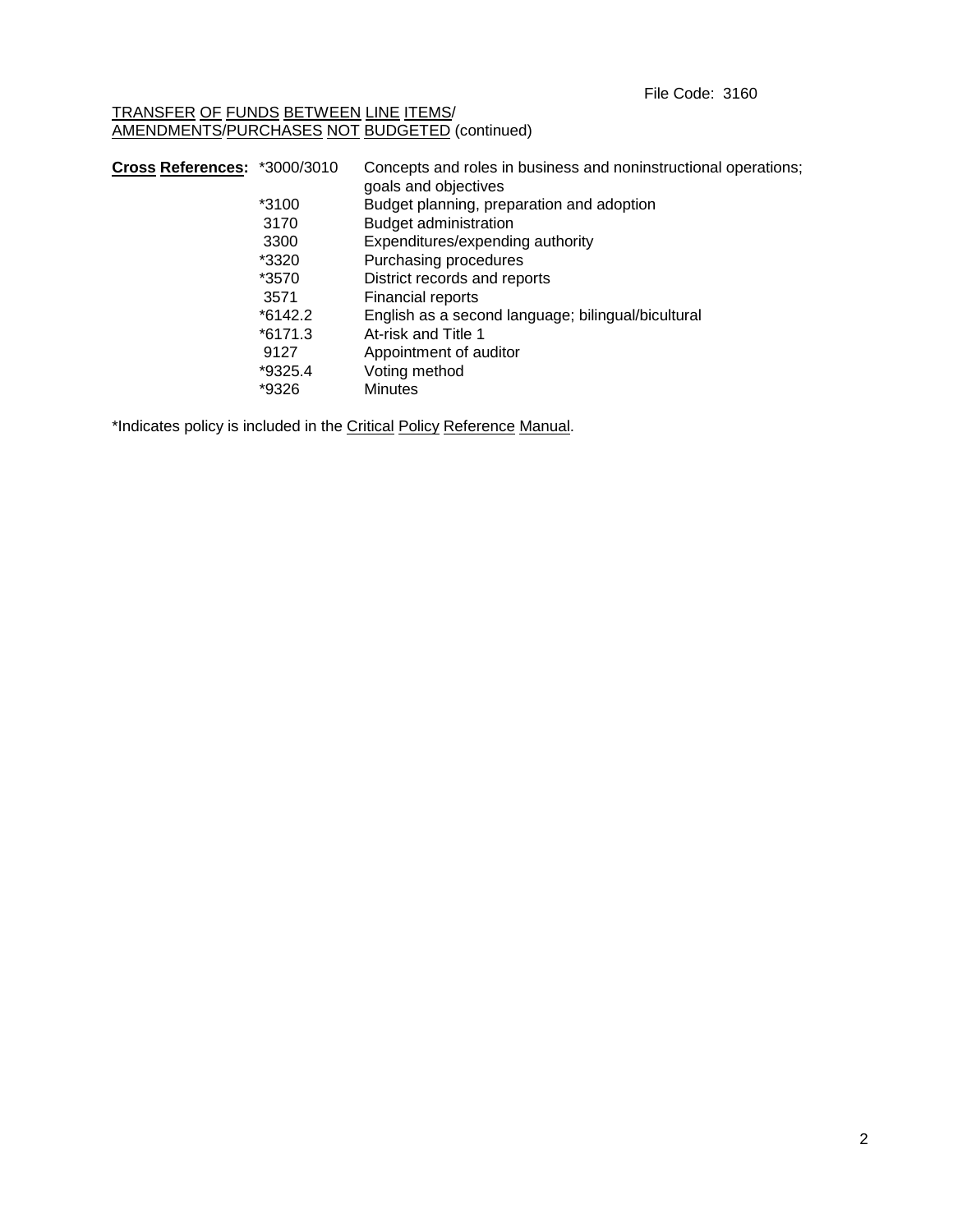File Code: 3160

TRANSFER OF FUNDS BETWEEN LINE ITEMS/
AMENDMENTS/PURCHASES NOT BUDGETED (continued)

| | | |
|---|---|---|
| **Cross References:** | *3000/3010 | Concepts and roles in business and noninstructional operations; goals and objectives |
| | *3100 | Budget planning, preparation and adoption |
| | 3170 | Budget administration |
| | 3300 | Expenditures/expending authority |
| | *3320 | Purchasing procedures |
| | *3570 | District records and reports |
| | 3571 | Financial reports |
| | *6142.2 | English as a second language; bilingual/bicultural |
| | *6171.3 | At-risk and Title 1 |
| | 9127 | Appointment of auditor |
| | *9325.4 | Voting method |
| | *9326 | Minutes |

*Indicates policy is included in the Critical Policy Reference Manual.